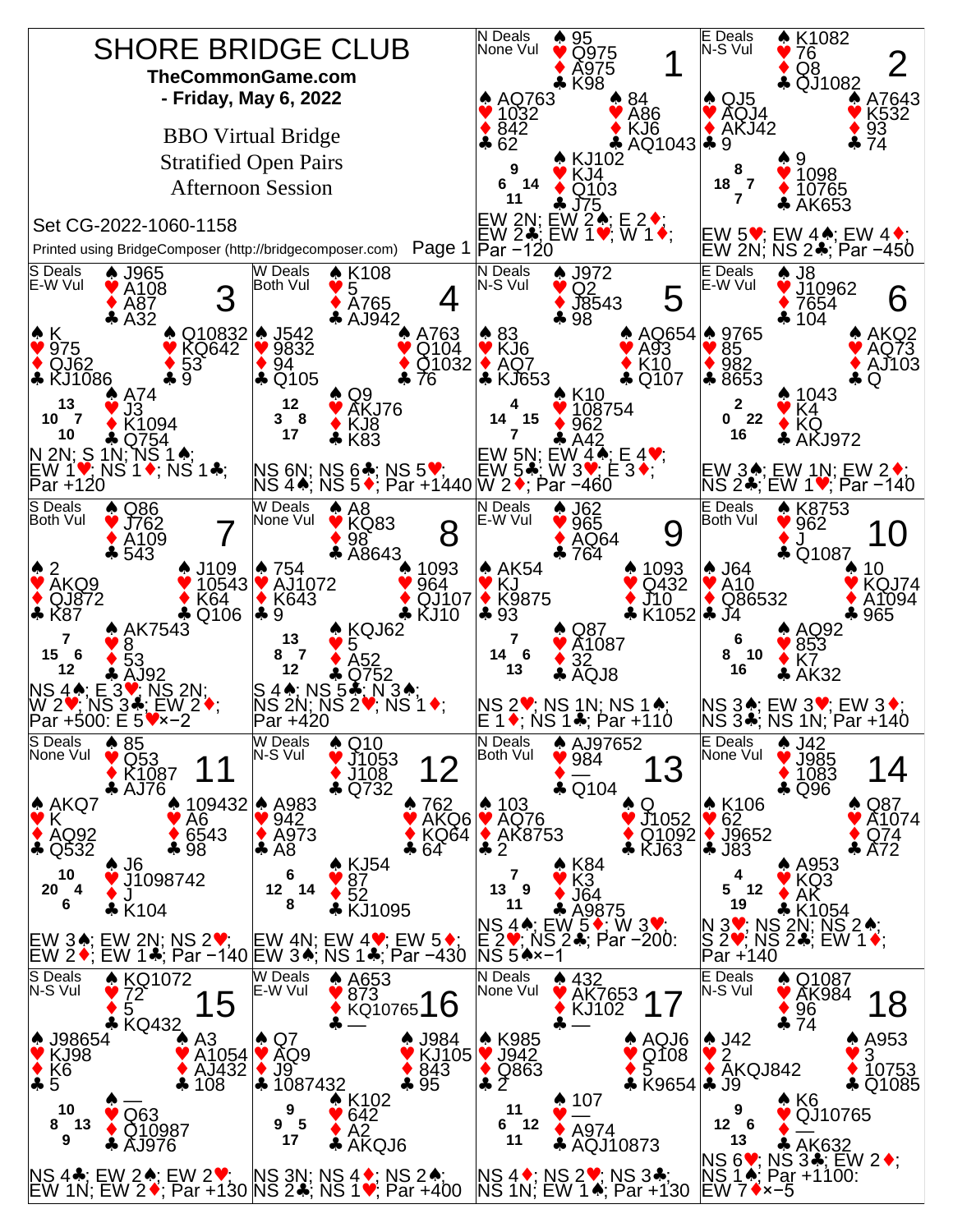# SHORE BRIDGE CLUB

**TheCommonGame.com**

**- Friday, May 6, 2022**

BBO Virtual Bridge

Stratified Open Pairs

Afternoon Session

Set CG-2022-1060-1158

Printed using BridgeComposer (http://bridgecomposer.com)

## Board 1

N Deals, None Vul

- North: ♠ 95 ♥ Q975 ♦ A975 ♣ K98
- West: ♠ AQ763 ♥ 1032 ♦ 842 ♣ 62
- East: ♠ 84 ♥ A86 ♦ KJ6 ♣ AQ1043
- South: ♠ KJ102 ♥ KJ4 ♦ Q103 ♣ J75

HCP: N 9, W 6, E 14, S 11

EW 2N; EW 2♠; E 2♦; EW 2♣; EW 1♥; W 1♦; Par −120

## Board 2

E Deals, N-S Vul

- North: ♠ K1082 ♥ 76 ♦ Q8 ♣ QJ1082
- West: ♠ QJ5 ♥ AQJ4 ♦ AKJ42 ♣ 9
- East: ♠ A7643 ♥ K532 ♦ 93 ♣ 74
- South: ♠ 9 ♥ 1098 ♦ 10765 ♣ AK653

HCP: N 8, W 18, E 7, S 7

EW 5♥; EW 4♠; EW 4♦; EW 2N; NS 2♣; Par −450

## Board 3

S Deals, E-W Vul

- North: ♠ J965 ♥ A108 ♦ A87 ♣ A32
- West: ♠ K ♥ 975 ♦ QJ62 ♣ KJ1086
- East: ♠ Q10832 ♥ KQ642 ♦ 53 ♣ 9
- South: ♠ A74 ♥ J3 ♦ K1094 ♣ Q754

HCP: N 13, W 10, E 7, S 10

N 2N; S 1N; NS 1♠; EW 1♥; NS 1♦; NS 1♣; Par +120

## Board 4

W Deals, Both Vul

- North: ♠ K108 ♥ 5 ♦ A765 ♣ AJ942
- West: ♠ J542 ♥ 9832 ♦ 94 ♣ Q105
- East: ♠ A763 ♥ Q104 ♦ Q1032 ♣ 76
- South: ♠ Q9 ♥ AKJ76 ♦ KJ8 ♣ K83

HCP: N 12, W 3, E 8, S 17

NS 6N; NS 6♣; NS 5♥; NS 4♠; NS 5♦; Par +1440

## Board 5

N Deals, N-S Vul

- North: ♠ J972 ♥ Q2 ♦ J8543 ♣ 98
- West: ♠ 83 ♥ KJ6 ♦ AQ7 ♣ KJ653
- East: ♠ AQ654 ♥ A93 ♦ K10 ♣ Q107
- South: ♠ K10 ♥ 108754 ♦ 962 ♣ A42

HCP: N 4, W 14, E 15, S 7

EW 5N; EW 4♠; E 4♥; EW 5♣; W 3♥; E 3♦; W 2♦; Par −460

## Board 6

E Deals, E-W Vul

- North: ♠ J8 ♥ J10962 ♦ 7654 ♣ 104
- West: ♠ 9765 ♥ 85 ♦ 982 ♣ 8653
- East: ♠ AKQ2 ♥ AQ73 ♦ AJ103 ♣ Q
- South: ♠ 1043 ♥ K4 ♦ KQ ♣ AKJ972

HCP: N 2, W 0, E 22, S 16

EW 3♠; EW 1N; EW 2♦; NS 2♣; EW 1♥; Par −140

## Board 7

S Deals, Both Vul

- North: ♠ Q86 ♥ J762 ♦ A109 ♣ 543
- West: ♠ 2 ♥ AKQ9 ♦ QJ872 ♣ K87
- East: ♠ J109 ♥ 10543 ♦ K64 ♣ Q106
- South: ♠ AK7543 ♥ 8 ♦ 53 ♣ AJ92

HCP: N 7, W 15, E 6, S 12

NS 4♠; E 3♥; NS 2N; W 2♥; NS 3♣; EW 2♦; Par +500: E 5♥×−2

## Board 8

W Deals, None Vul

- North: ♠ A8 ♥ KQ83 ♦ 98 ♣ A8643
- West: ♠ 754 ♥ AJ1072 ♦ K643 ♣ 9
- East: ♠ 1093 ♥ 964 ♦ QJ107 ♣ KJ10
- South: ♠ KQJ62 ♥ 5 ♦ A52 ♣ Q752

HCP: N 13, W 8, E 7, S 12

S 4♠; NS 5♣; N 3♠; NS 2N; NS 2♥; NS 1♦; Par +420

## Board 9

N Deals, E-W Vul

- North: ♠ J62 ♥ 965 ♦ AQ64 ♣ 764
- West: ♠ AK54 ♥ KJ ♦ K9875 ♣ 93
- East: ♠ 1093 ♥ Q432 ♦ J10 ♣ K1052
- South: ♠ Q87 ♥ A1087 ♦ 32 ♣ AQJ8

HCP: N 7, W 14, E 6, S 13

NS 2♥; NS 1N; NS 1♠; E 1♦; NS 1♣; Par +110

## Board 10

E Deals, Both Vul

- North: ♠ K8753 ♥ 962 ♦ J ♣ Q1087
- West: ♠ J64 ♥ A10 ♦ Q86532 ♣ J4
- East: ♠ 10 ♥ KQJ74 ♦ A1094 ♣ 965
- South: ♠ AQ92 ♥ 853 ♦ K7 ♣ AK32

HCP: N 6, W 8, E 10, S 16

NS 3♠; EW 3♥; EW 3♦; NS 3♣; NS 1N; Par +140

## Board 11

S Deals, None Vul

- North: ♠ 85 ♥ Q53 ♦ K1087 ♣ AJ76
- West: ♠ AKQ7 ♥ K ♦ AQ92 ♣ Q532
- East: ♠ 109432 ♥ A6 ♦ 6543 ♣ 98
- South: ♠ J6 ♥ J1098742 ♦ J ♣ K104

HCP: N 10, W 20, E 4, S 6

EW 3♠; EW 2N; NS 2♥; EW 2♦; EW 1♣; Par −140

## Board 12

W Deals, N-S Vul

- North: ♠ Q10 ♥ J1053 ♦ J108 ♣ Q732
- West: ♠ A983 ♥ 942 ♦ A973 ♣ A8
- East: ♠ 762 ♥ AKQ6 ♦ KQ64 ♣ 64
- South: ♠ KJ54 ♥ 87 ♦ 52 ♣ KJ1095

HCP: N 6, W 12, E 14, S 8

EW 4N; EW 4♥; EW 5♦; EW 3♠; NS 1♣; Par −430

## Board 13

N Deals, Both Vul

- North: ♠ AJ97652 ♥ 984 ♦ — ♣ Q104
- West: ♠ 103 ♥ AQ76 ♦ AK8753 ♣ 2
- East: ♠ Q ♥ J1052 ♦ Q1092 ♣ KJ63
- South: ♠ K84 ♥ K3 ♦ J64 ♣ A9875

HCP: N 7, W 13, E 9, S 11

NS 4♠; EW 5♦; W 3♥; E 2♥; NS 2♣; Par −200: NS 5♠×−1

## Board 14

E Deals, None Vul

- North: ♠ J42 ♥ J985 ♦ 1083 ♣ Q96
- West: ♠ K106 ♥ 62 ♦ J9652 ♣ J83
- East: ♠ Q87 ♥ A1074 ♦ Q74 ♣ A72
- South: ♠ A953 ♥ KQ3 ♦ AK ♣ K1054

HCP: N 4, W 5, E 12, S 19

N 3♥; NS 2N; NS 2♠; S 2♥; NS 2♣; EW 1♦; Par +140

## Board 15

S Deals, N-S Vul

- North: ♠ KQ1072 ♥ 72 ♦ 5 ♣ KQ432
- West: ♠ J98654 ♥ KJ98 ♦ K6 ♣ 5
- East: ♠ A3 ♥ A1054 ♦ AJ432 ♣ 108
- South: ♠ — ♥ Q63 ♦ Q10987 ♣ AJ976

HCP: N 10, W 8, E 13, S 9

NS 4♣; EW 2♠; EW 2♥; EW 1N; EW 2♦; Par +130

## Board 16

W Deals, E-W Vul

- North: ♠ A653 ♥ 873 ♦ KQ10765 ♣ —
- West: ♠ Q7 ♥ AQ9 ♦ J9 ♣ 1087432
- East: ♠ J984 ♥ KJ105 ♦ 843 ♣ 95
- South: ♠ K102 ♥ 642 ♦ A2 ♣ AKQJ6

HCP: N 9, W 9, E 5, S 17

NS 3N; NS 4♦; NS 2♠; NS 2♣; NS 1♥; Par +400

## Board 17

N Deals, None Vul

- North: ♠ 432 ♥ AK7653 ♦ KJ102 ♣ —
- West: ♠ K985 ♥ J942 ♦ Q863 ♣ 2
- East: ♠ AQJ6 ♥ Q108 ♦ 5 ♣ K9654
- South: ♠ 107 ♥ — ♦ A974 ♣ AQJ10873

HCP: N 11, W 6, E 12, S 11

NS 4♦; NS 2♥; NS 3♣; NS 1N; EW 1♠; Par +130

## Board 18

E Deals, N-S Vul

- North: ♠ Q1087 ♥ AK984 ♦ 96 ♣ 74
- West: ♠ J42 ♥ 2 ♦ AKQJ842 ♣ J9
- East: ♠ A953 ♥ 3 ♦ 10753 ♣ Q1085
- South: ♠ K6 ♥ QJ10765 ♦ — ♣ AK632

HCP: N 9, W 12, E 6, S 13

NS 6♥; NS 3♣; EW 2♦; NS 1♠; Par +1100: EW 7♦×−5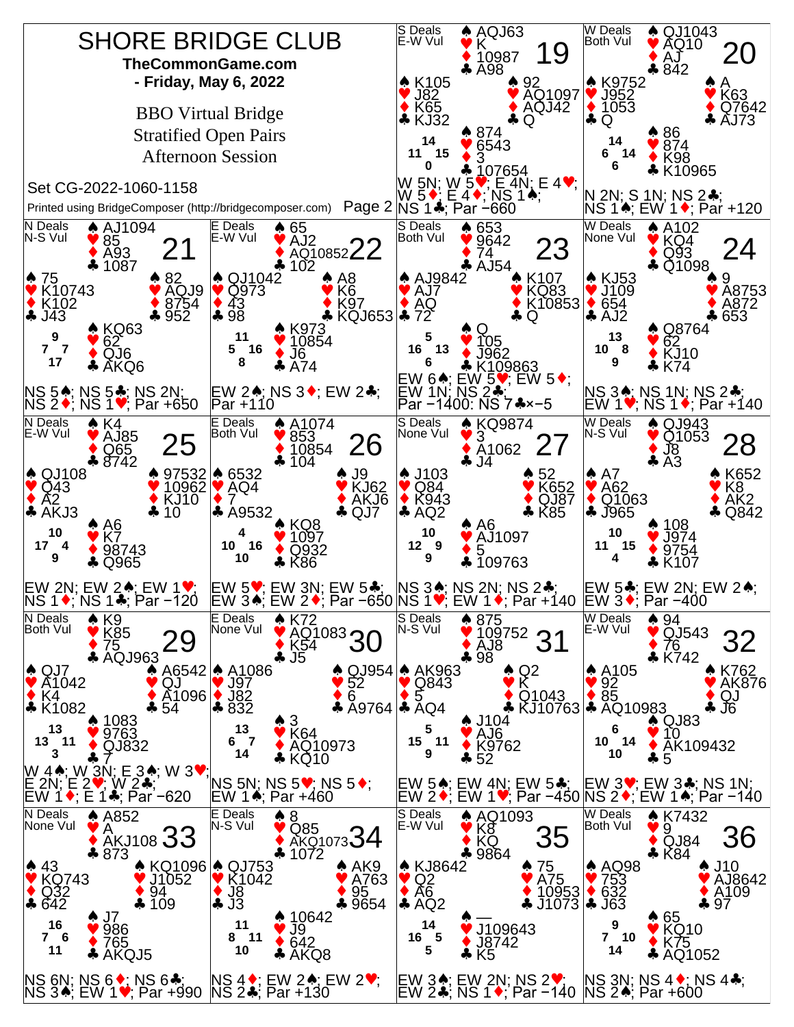# SHORE BRIDGE CLUB

**TheCommonGame.com**

**- Friday, May 6, 2022**

BBO Virtual Bridge

Stratified Open Pairs

Afternoon Session

Set CG-2022-1060-1158

Printed using BridgeComposer (http://bridgecomposer.com)

---

## Board 19

S Deals, E-W Vul

North: ♠ AQJ63 ♥ K ♦ 10987 ♣ A98

West: ♠ K105 ♥ J82 ♦ K65 ♣ KJ32

East: ♠ 92 ♥ AQ1097 ♦ AQJ42 ♣ Q

South: ♠ 874 ♥ 6543 ♦ 3 ♣ 107654

HCP: N 14, W 11, E 15, S 0

W 5N; W 5♥; E 4N; E 4♥; W 5♦; E 4♦; NS 1♠; NS 1♣; Par −660

## Board 20

W Deals, Both Vul

North: ♠ QJ1043 ♥ AQ10 ♦ AJ ♣ 842

West: ♠ K9752 ♥ J952 ♦ 1053 ♣ Q

East: ♠ A ♥ K63 ♦ Q7642 ♣ AJ73

South: ♠ 86 ♥ 874 ♦ K98 ♣ K10965

HCP: N 14, W 6, E 14, S 6

N 2N; S 1N; NS 2♣; NS 1♠; EW 1♦; Par +120

## Board 21

N Deals, N-S Vul

North: ♠ AJ1094 ♥ 85 ♦ A93 ♣ 1087

West: ♠ 75 ♥ K10743 ♦ K102 ♣ J43

East: ♠ 82 ♥ AQJ9 ♦ 8754 ♣ 952

South: ♠ KQ63 ♥ 62 ♦ QJ6 ♣ AKQ6

HCP: N 9, W 7, E 7, S 17

NS 5♠; NS 5♣; NS 2N; NS 2♦; NS 1♥; Par +650

## Board 22

E Deals, E-W Vul

North: ♠ 65 ♥ AJ2 ♦ AQ10852 ♣ 102

West: ♠ QJ1042 ♥ Q973 ♦ 43 ♣ 98

East: ♠ A8 ♥ K6 ♦ K97 ♣ KQJ653

South: ♠ K973 ♥ 10854 ♦ J6 ♣ A74

HCP: N 11, W 5, E 16, S 8

EW 2♠; NS 3♦; EW 2♣; Par +110

## Board 23

S Deals, Both Vul

North: ♠ 653 ♥ 9642 ♦ 74 ♣ AJ54

West: ♠ AJ9842 ♥ AJ7 ♦ AQ ♣ 72

East: ♠ K107 ♥ KQ83 ♦ K10853 ♣ Q

South: ♠ Q ♥ 105 ♦ J962 ♣ K109863

HCP: N 5, W 16, E 13, S 6

EW 6♠; EW 5♥; EW 5♦; EW 1N; NS 2♣; Par −1400: NS 7♣×−5

## Board 24

W Deals, None Vul

North: ♠ A102 ♥ KQ4 ♦ Q93 ♣ Q1098

West: ♠ KJ53 ♥ J109 ♦ 654 ♣ AJ2

East: ♠ 9 ♥ A8753 ♦ A872 ♣ 653

South: ♠ Q8764 ♥ 62 ♦ KJ10 ♣ K74

HCP: N 13, W 10, E 8, S 9

NS 3♠; NS 1N; NS 2♣; EW 1♥; NS 1♦; Par +140

## Board 25

N Deals, E-W Vul

North: ♠ K4 ♥ AJ85 ♦ Q65 ♣ 8742

West: ♠ QJ108 ♥ Q43 ♦ A2 ♣ AKJ3

East: ♠ 97532 ♥ 10962 ♦ KJ10 ♣ 10

South: ♠ A6 ♥ K7 ♦ 98743 ♣ Q965

HCP: N 10, W 17, E 4, S 9

EW 2N; EW 2♠; EW 1♥; NS 1♦; NS 1♣; Par −120

## Board 26

E Deals, Both Vul

North: ♠ A1074 ♥ 853 ♦ 10854 ♣ 104

West: ♠ 6532 ♥ AQ4 ♦ 7 ♣ A9532

East: ♠ J9 ♥ KJ62 ♦ AKJ6 ♣ QJ7

South: ♠ KQ8 ♥ 1097 ♦ Q932 ♣ K86

HCP: N 4, W 10, E 16, S 10

EW 5♥; EW 3N; EW 5♣; EW 3♠; EW 2♦; Par −650

## Board 27

S Deals, None Vul

North: ♠ KQ9874 ♥ 3 ♦ A1062 ♣ J4

West: ♠ J103 ♥ Q84 ♦ K943 ♣ AQ2

East: ♠ 52 ♥ K652 ♦ QJ87 ♣ K85

South: ♠ A6 ♥ AJ1097 ♦ 5 ♣ 109763

HCP: N 10, W 12, E 9, S 9

NS 3♠; NS 2N; NS 2♣; NS 1♥; EW 1♦; Par +140

## Board 28

W Deals, N-S Vul

North: ♠ QJ943 ♥ Q1053 ♦ J8 ♣ A3

West: ♠ A7 ♥ A62 ♦ Q1063 ♣ J965

East: ♠ K652 ♥ K8 ♦ AK2 ♣ Q842

South: ♠ 108 ♥ J974 ♦ 9754 ♣ K107

HCP: N 10, W 11, E 15, S 4

EW 5♣; EW 2N; EW 2♠; EW 3♦; Par −400

## Board 29

N Deals, Both Vul

North: ♠ K9 ♥ K85 ♦ 75 ♣ AQJ963

West: ♠ QJ7 ♥ A1042 ♦ K4 ♣ K1082

East: ♠ A6542 ♥ QJ ♦ A1096 ♣ 54

South: ♠ 1083 ♥ 9763 ♦ QJ832 ♣ 7

HCP: N 13, W 13, E 11, S 3

W 4♠; W 3N; E 3♠; W 3♥; E 2N; E 2♥; W 2♣; EW 1♦; E 1♣; Par −620

## Board 30

E Deals, None Vul

North: ♠ K72 ♥ AQ1083 ♦ K54 ♣ J5

West: ♠ A1086 ♥ J97 ♦ J82 ♣ 832

East: ♠ QJ954 ♥ 52 ♦ 6 ♣ A9764

South: ♠ 3 ♥ K64 ♦ AQ10973 ♣ KQ10

HCP: N 13, W 6, E 7, S 14

NS 5N; NS 5♥; NS 5♦; EW 1♠; Par +460

## Board 31

S Deals, N-S Vul

North: ♠ 875 ♥ 109752 ♦ AJ8 ♣ 98

West: ♠ AK963 ♥ Q843 ♦ 5 ♣ AQ4

East: ♠ Q2 ♥ K ♦ Q1043 ♣ KJ10763

South: ♠ J104 ♥ AJ6 ♦ K9762 ♣ 52

HCP: N 5, W 15, E 11, S 9

EW 5♠; EW 4N; EW 5♣; EW 2♦; EW 1♥; Par −450

## Board 32

W Deals, E-W Vul

North: ♠ 94 ♥ QJ543 ♦ 76 ♣ K742

West: ♠ A105 ♥ 92 ♦ 85 ♣ AQ10983

East: ♠ K762 ♥ AK876 ♦ QJ ♣ J6

South: ♠ QJ83 ♥ 10 ♦ AK109432 ♣ 5

HCP: N 6, W 10, E 14, S 10

EW 3♥; EW 3♣; NS 1N; NS 2♦; EW 1♠; Par −140

## Board 33

N Deals, None Vul

North: ♠ A852 ♥ A ♦ AKJ108 ♣ 873

West: ♠ 43 ♥ KQ743 ♦ Q32 ♣ 642

East: ♠ KQ1096 ♥ J1052 ♦ 94 ♣ 109

South: ♠ J7 ♥ 986 ♦ 765 ♣ AKQJ5

HCP: N 16, W 7, E 6, S 11

NS 6N; NS 6♦; NS 6♣; NS 3♠; EW 1♥; Par +990

## Board 34

E Deals, N-S Vul

North: ♠ 8 ♥ Q85 ♦ AKQ1073 ♣ 1072

West: ♠ QJ753 ♥ K1042 ♦ J8 ♣ J3

East: ♠ AK9 ♥ A763 ♦ 95 ♣ 9654

South: ♠ 10642 ♥ J9 ♦ 642 ♣ AKQ8

HCP: N 11, W 8, E 11, S 10

NS 4♦; EW 2♠; EW 2♥; NS 2♣; Par +130

## Board 35

S Deals, E-W Vul

North: ♠ AQ1093 ♥ K8 ♦ KQ ♣ 9864

West: ♠ KJ8642 ♥ Q2 ♦ A6 ♣ AQ2

East: ♠ 75 ♥ A75 ♦ 10953 ♣ J1073

South: ♠ — ♥ J109643 ♦ J8742 ♣ K5

HCP: N 14, W 16, E 5, S 5

EW 3♠; EW 2N; NS 2♥; EW 2♣; NS 1♦; Par −140

## Board 36

W Deals, Both Vul

North: ♠ K7432 ♥ 9 ♦ QJ84 ♣ K84

West: ♠ AQ98 ♥ 753 ♦ 632 ♣ J63

East: ♠ J10 ♥ AJ8642 ♦ A109 ♣ 97

South: ♠ 65 ♥ KQ10 ♦ K75 ♣ AQ1052

HCP: N 9, W 7, E 10, S 14

NS 3N; NS 4♦; NS 4♣; NS 2♠; Par +600